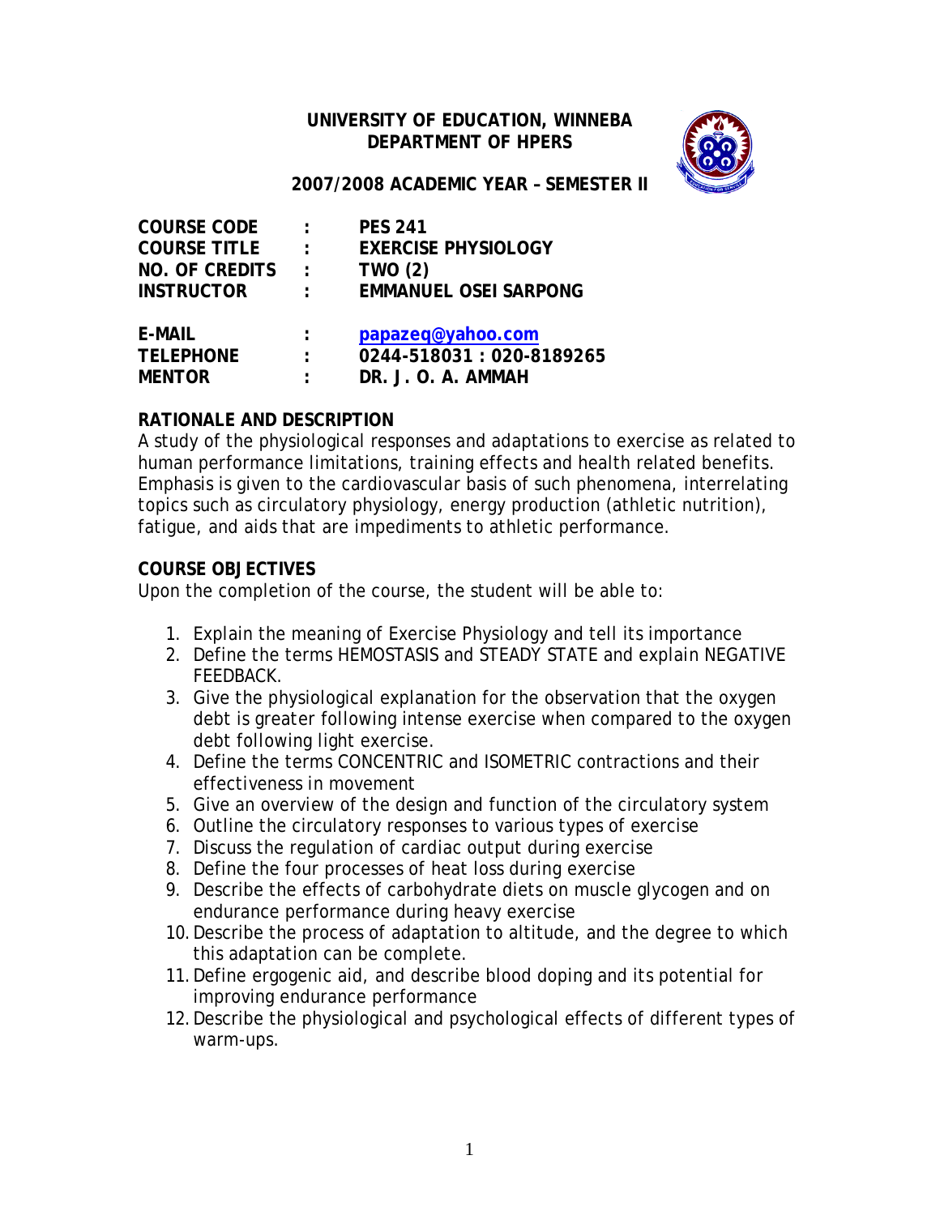# UNIVERSITY OF EDUCATION, WINNEBA
## DEPARTMENT OF HPERS

### 2007/2008 ACADEMIC YEAR – SEMESTER II

| | | |
|---|---|---|
| **COURSE CODE** | **:** | **PES 241** |
| **COURSE TITLE** | **:** | **EXERCISE PHYSIOLOGY** |
| **NO. OF CREDITS** | **:** | **TWO (2)** |
| **INSTRUCTOR** | **:** | **EMMANUEL OSEI SARPONG** |
| **E-MAIL** | **:** | **papazeq@yahoo.com** |
| **TELEPHONE** | **:** | **0244-518031 : 020-8189265** |
| **MENTOR** | **:** | **DR. J. O. A. AMMAH** |

**RATIONALE AND DESCRIPTION**

A study of the physiological responses and adaptations to exercise as related to human performance limitations, training effects and health related benefits. Emphasis is given to the cardiovascular basis of such phenomena, interrelating topics such as circulatory physiology, energy production (athletic nutrition), fatigue, and aids that are impediments to athletic performance.

**COURSE OBJECTIVES**

Upon the completion of the course, the student will be able to:

1. Explain the meaning of Exercise Physiology and tell its importance
2. Define the terms HEMOSTASIS and STEADY STATE and explain NEGATIVE FEEDBACK.
3. Give the physiological explanation for the observation that the oxygen debt is greater following intense exercise when compared to the oxygen debt following light exercise.
4. Define the terms CONCENTRIC and ISOMETRIC contractions and their effectiveness in movement
5. Give an overview of the design and function of the circulatory system
6. Outline the circulatory responses to various types of exercise
7. Discuss the regulation of cardiac output during exercise
8. Define the four processes of heat loss during exercise
9. Describe the effects of carbohydrate diets on muscle glycogen and on endurance performance during heavy exercise
10. Describe the process of adaptation to altitude, and the degree to which this adaptation can be complete.
11. Define ergogenic aid, and describe blood doping and its potential for improving endurance performance
12. Describe the physiological and psychological effects of different types of warm-ups.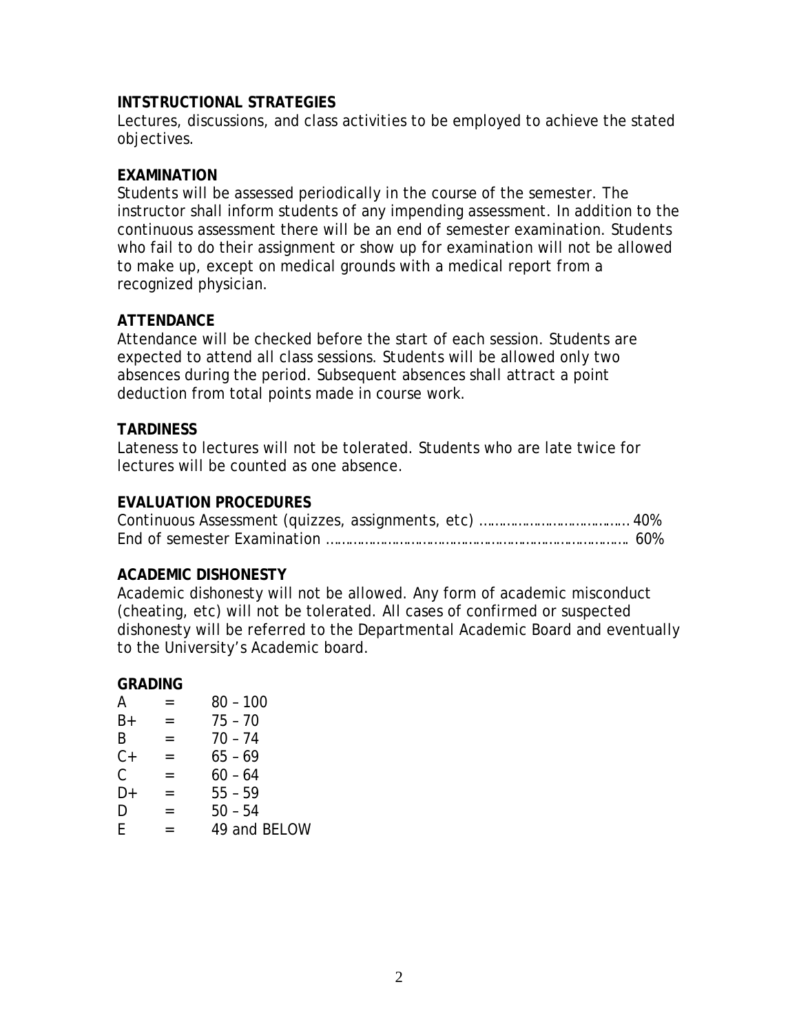### INTSTRUCTIONAL STRATEGIES

Lectures, discussions, and class activities to be employed to achieve the stated objectives.

### EXAMINATION

Students will be assessed periodically in the course of the semester. The instructor shall inform students of any impending assessment. In addition to the continuous assessment there will be an end of semester examination. Students who fail to do their assignment or show up for examination will not be allowed to make up, except on medical grounds with a medical report from a recognized physician.

### ATTENDANCE

Attendance will be checked before the start of each session. Students are expected to attend all class sessions. Students will be allowed only two absences during the period. Subsequent absences shall attract a point deduction from total points made in course work.

### TARDINESS

Lateness to lectures will not be tolerated. Students who are late twice for lectures will be counted as one absence.

### EVALUATION PROCEDURES

Continuous Assessment (quizzes, assignments, etc) …………………………………40%
End of semester Examination ………………………………………………………………… 60%

### ACADEMIC DISHONESTY

Academic dishonesty will not be allowed. Any form of academic misconduct (cheating, etc) will not be tolerated. All cases of confirmed or suspected dishonesty will be referred to the Departmental Academic Board and eventually to the University's Academic board.

### GRADING

| | | |
|---|---|---|
| A | = | 80 – 100 |
| B+ | = | 75 – 70 |
| B | = | 70 – 74 |
| C+ | = | 65 – 69 |
| C | = | 60 – 64 |
| D+ | = | 55 – 59 |
| D | = | 50 – 54 |
| E | = | 49 and BELOW |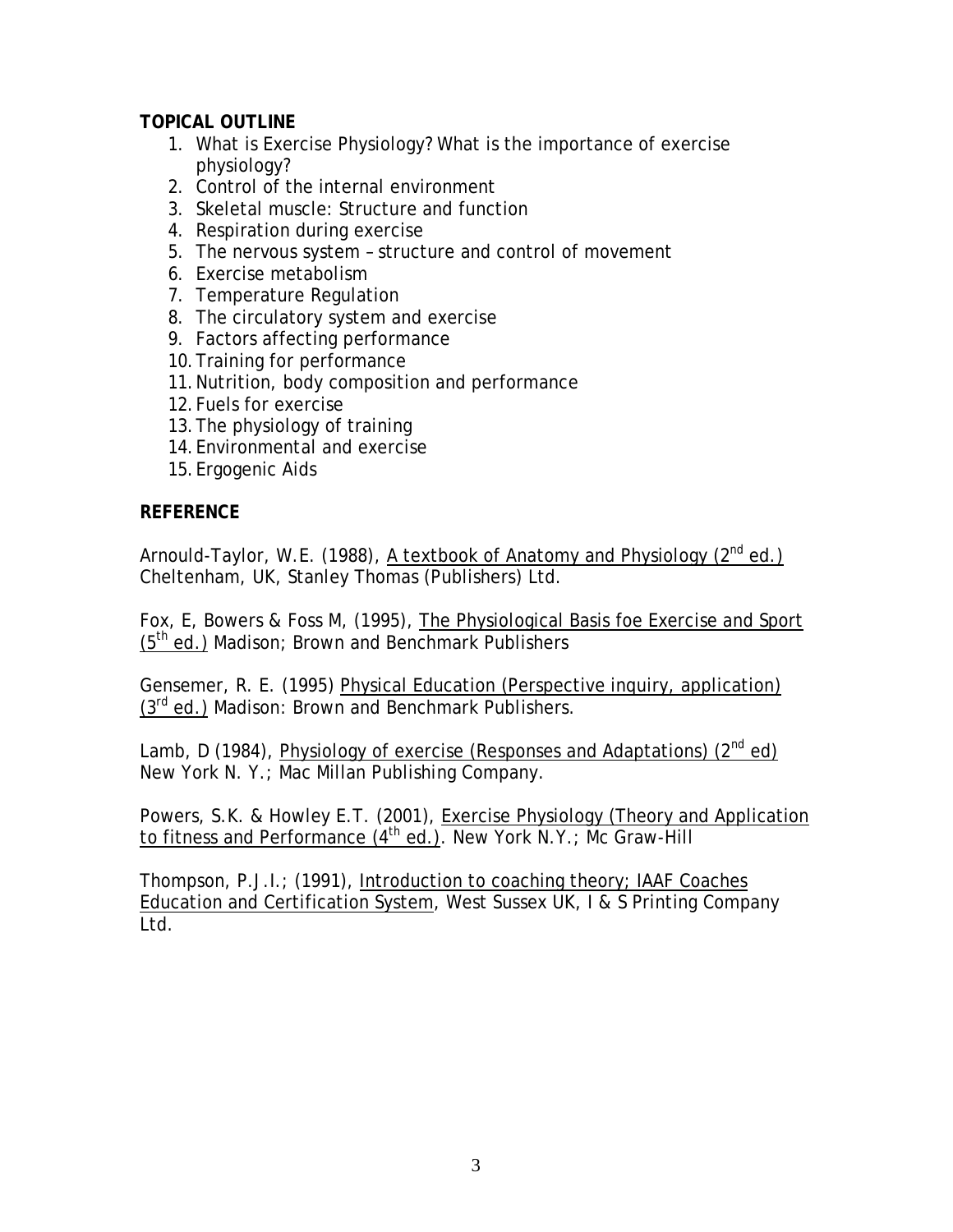**TOPICAL OUTLINE**

1. What is Exercise Physiology? What is the importance of exercise physiology?
2. Control of the internal environment
3. Skeletal muscle: Structure and function
4. Respiration during exercise
5. The nervous system – structure and control of movement
6. Exercise metabolism
7. Temperature Regulation
8. The circulatory system and exercise
9. Factors affecting performance
10. Training for performance
11. Nutrition, body composition and performance
12. Fuels for exercise
13. The physiology of training
14. Environmental and exercise
15. Ergogenic Aids

**REFERENCE**

Arnould-Taylor, W.E. (1988), A textbook of Anatomy and Physiology (2nd ed.) Cheltenham, UK, Stanley Thomas (Publishers) Ltd.

Fox, E, Bowers & Foss M, (1995), The Physiological Basis foe Exercise and Sport (5th ed.) Madison; Brown and Benchmark Publishers

Gensemer, R. E. (1995) Physical Education (Perspective inquiry, application) (3rd ed.) Madison: Brown and Benchmark Publishers.

Lamb, D (1984), Physiology of exercise (Responses and Adaptations) (2nd ed) New York N. Y.; Mac Millan Publishing Company.

Powers, S.K. & Howley E.T. (2001), Exercise Physiology (Theory and Application to fitness and Performance (4th ed.). New York N.Y.; Mc Graw-Hill

Thompson, P.J.I.; (1991), Introduction to coaching theory; IAAF Coaches Education and Certification System, West Sussex UK, I & S Printing Company Ltd.